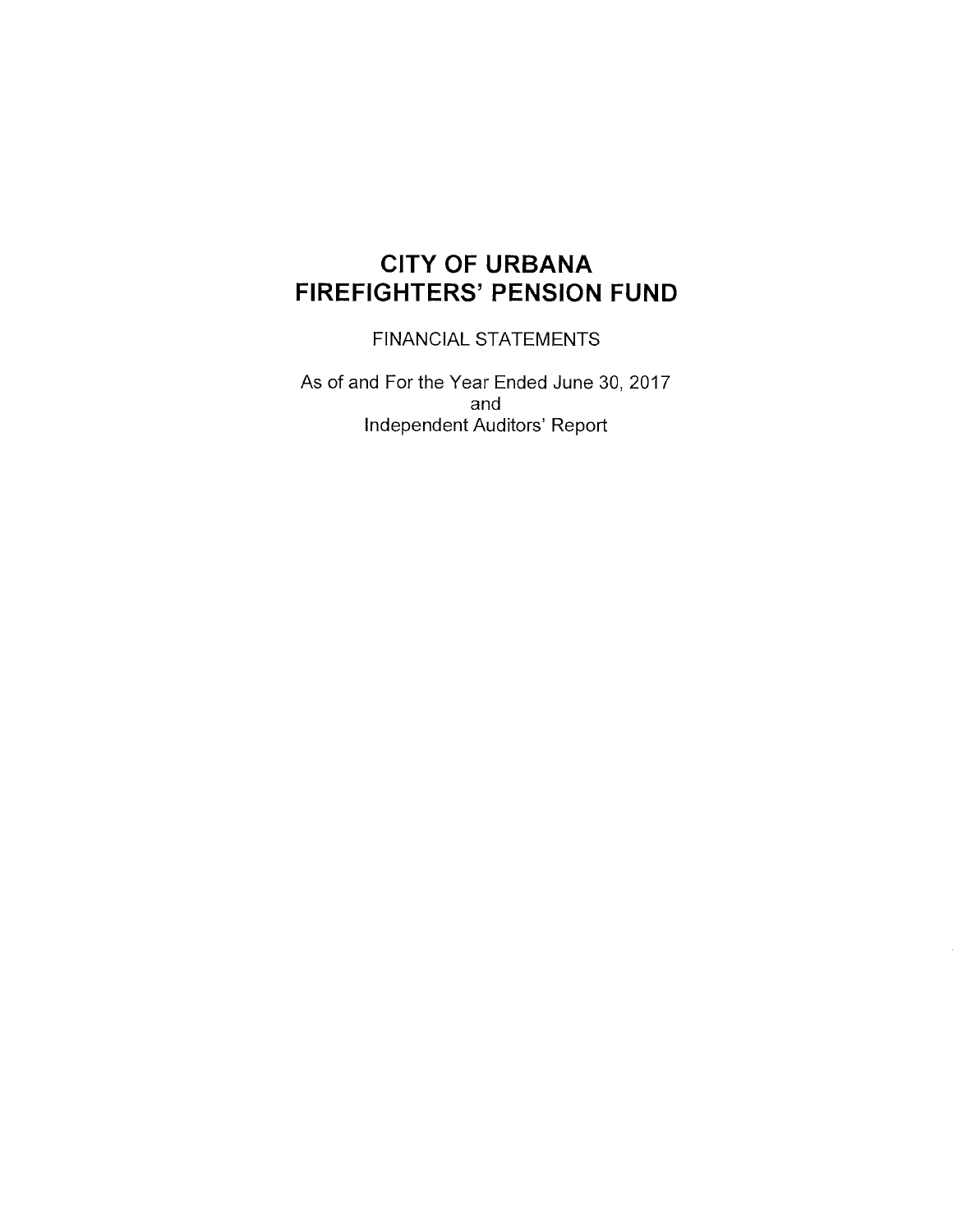# CITY OF URBANA
# FIREFIGHTERS' PENSION FUND

FINANCIAL STATEMENTS

As of and For the Year Ended June 30, 2017
and
Independent Auditors' Report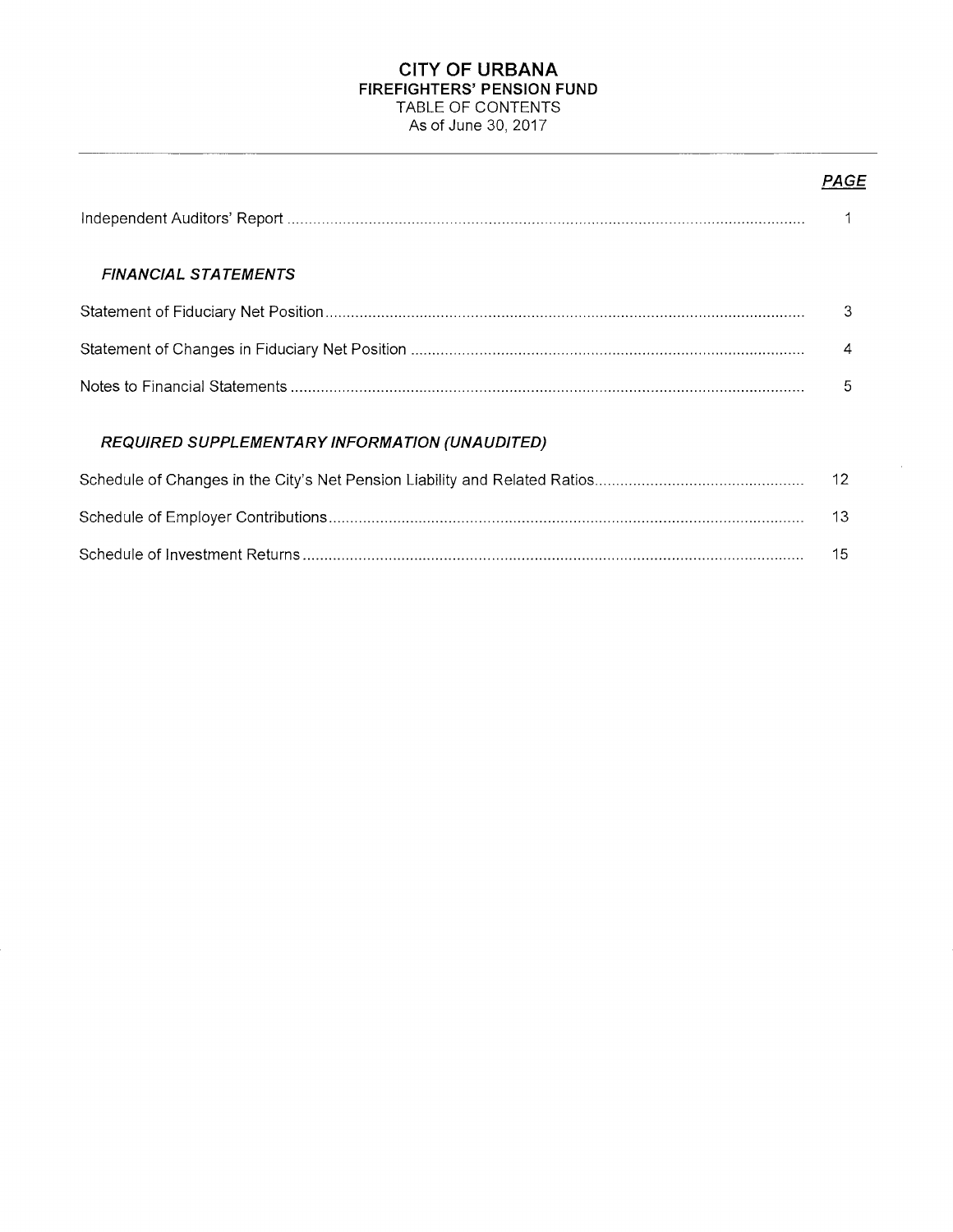# CITY OF URBANA
## FIREFIGHTERS' PENSION FUND
### TABLE OF CONTENTS
As of June 30, 2017

| | ***PAGE*** |
|---|---|
| Independent Auditors' Report | 1 |
| ***FINANCIAL STATEMENTS*** | |
| Statement of Fiduciary Net Position | 3 |
| Statement of Changes in Fiduciary Net Position | 4 |
| Notes to Financial Statements | 5 |
| ***REQUIRED SUPPLEMENTARY INFORMATION (UNAUDITED)*** | |
| Schedule of Changes in the City's Net Pension Liability and Related Ratios | 12 |
| Schedule of Employer Contributions | 13 |
| Schedule of Investment Returns | 15 |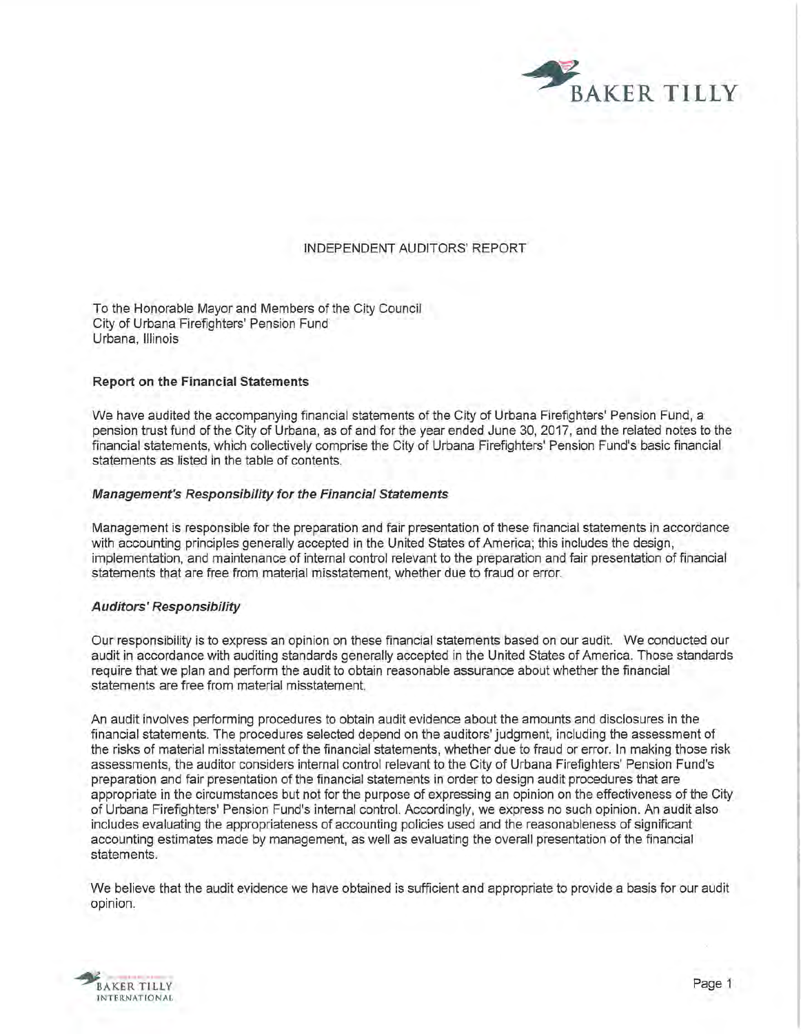# INDEPENDENT AUDITORS' REPORT

To the Honorable Mayor and Members of the City Council
City of Urbana Firefighters' Pension Fund
Urbana, Illinois

## Report on the Financial Statements

We have audited the accompanying financial statements of the City of Urbana Firefighters' Pension Fund, a pension trust fund of the City of Urbana, as of and for the year ended June 30, 2017, and the related notes to the financial statements, which collectively comprise the City of Urbana Firefighters' Pension Fund's basic financial statements as listed in the table of contents.

### *Management's Responsibility for the Financial Statements*

Management is responsible for the preparation and fair presentation of these financial statements in accordance with accounting principles generally accepted in the United States of America; this includes the design, implementation, and maintenance of internal control relevant to the preparation and fair presentation of financial statements that are free from material misstatement, whether due to fraud or error.

### *Auditors' Responsibility*

Our responsibility is to express an opinion on these financial statements based on our audit. We conducted our audit in accordance with auditing standards generally accepted in the United States of America. Those standards require that we plan and perform the audit to obtain reasonable assurance about whether the financial statements are free from material misstatement.

An audit involves performing procedures to obtain audit evidence about the amounts and disclosures in the financial statements. The procedures selected depend on the auditors' judgment, including the assessment of the risks of material misstatement of the financial statements, whether due to fraud or error. In making those risk assessments, the auditor considers internal control relevant to the City of Urbana Firefighters' Pension Fund's preparation and fair presentation of the financial statements in order to design audit procedures that are appropriate in the circumstances but not for the purpose of expressing an opinion on the effectiveness of the City of Urbana Firefighters' Pension Fund's internal control. Accordingly, we express no such opinion. An audit also includes evaluating the appropriateness of accounting policies used and the reasonableness of significant accounting estimates made by management, as well as evaluating the overall presentation of the financial statements.

We believe that the audit evidence we have obtained is sufficient and appropriate to provide a basis for our audit opinion.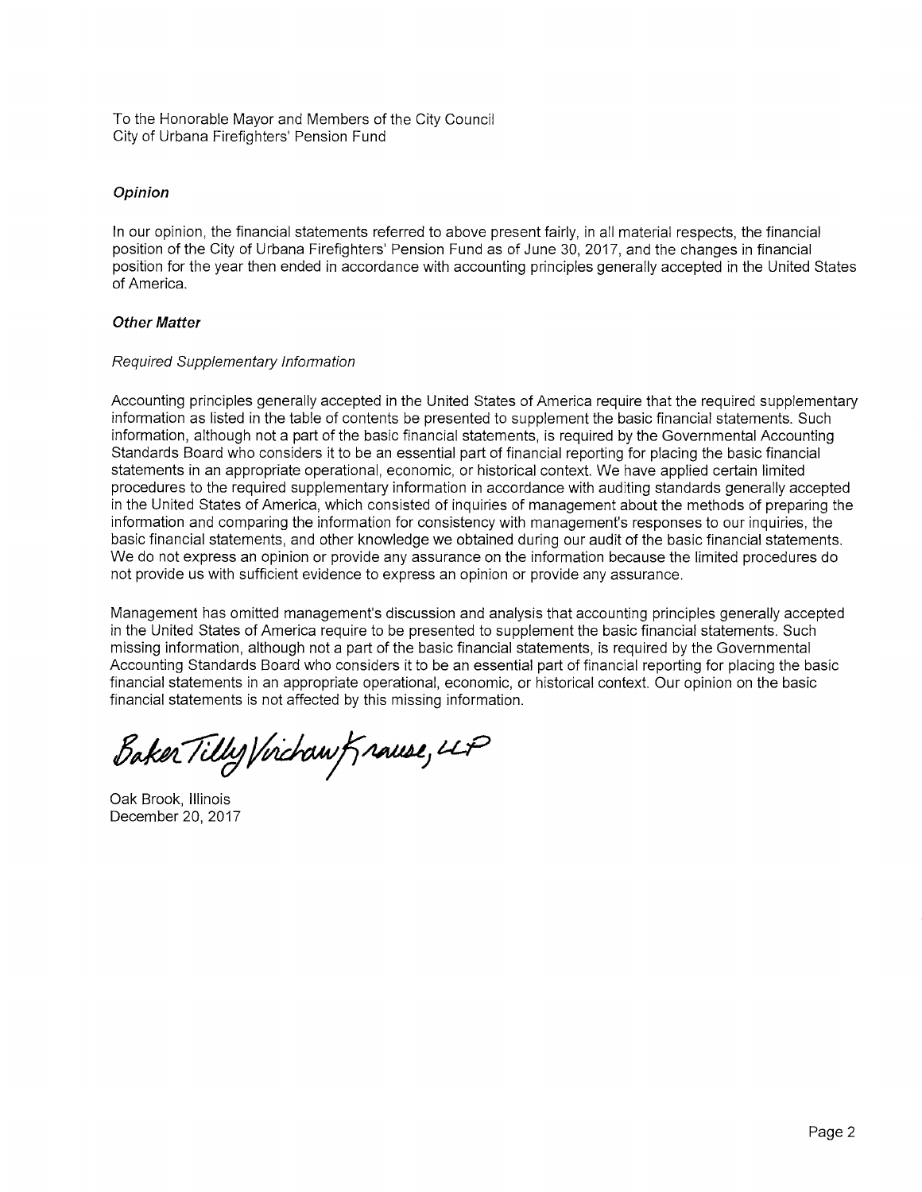To the Honorable Mayor and Members of the City Council
City of Urbana Firefighters' Pension Fund

### *Opinion*

In our opinion, the financial statements referred to above present fairly, in all material respects, the financial position of the City of Urbana Firefighters' Pension Fund as of June 30, 2017, and the changes in financial position for the year then ended in accordance with accounting principles generally accepted in the United States of America.

### *Other Matter*

*Required Supplementary Information*

Accounting principles generally accepted in the United States of America require that the required supplementary information as listed in the table of contents be presented to supplement the basic financial statements. Such information, although not a part of the basic financial statements, is required by the Governmental Accounting Standards Board who considers it to be an essential part of financial reporting for placing the basic financial statements in an appropriate operational, economic, or historical context. We have applied certain limited procedures to the required supplementary information in accordance with auditing standards generally accepted in the United States of America, which consisted of inquiries of management about the methods of preparing the information and comparing the information for consistency with management's responses to our inquiries, the basic financial statements, and other knowledge we obtained during our audit of the basic financial statements. We do not express an opinion or provide any assurance on the information because the limited procedures do not provide us with sufficient evidence to express an opinion or provide any assurance.

Management has omitted management's discussion and analysis that accounting principles generally accepted in the United States of America require to be presented to supplement the basic financial statements. Such missing information, although not a part of the basic financial statements, is required by the Governmental Accounting Standards Board who considers it to be an essential part of financial reporting for placing the basic financial statements in an appropriate operational, economic, or historical context. Our opinion on the basic financial statements is not affected by this missing information.

Baker Tilly Virchow Krause, LLP

Oak Brook, Illinois
December 20, 2017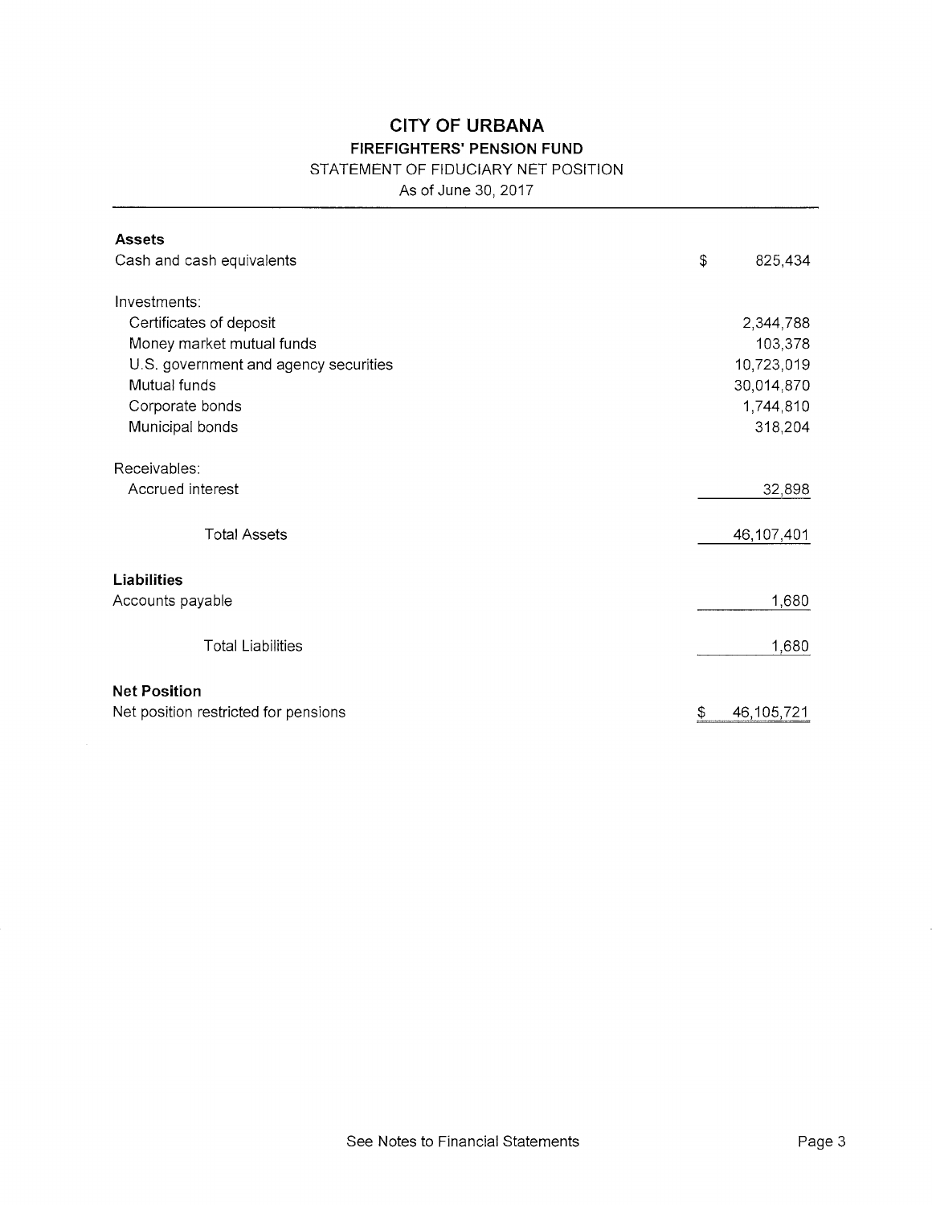# CITY OF URBANA

## FIREFIGHTERS' PENSION FUND

STATEMENT OF FIDUCIARY NET POSITION

As of June 30, 2017

| | |
|---|---|
| **Assets** | |
| Cash and cash equivalents | $ 825,434 |
| Investments: | |
| Certificates of deposit | 2,344,788 |
| Money market mutual funds | 103,378 |
| U.S. government and agency securities | 10,723,019 |
| Mutual funds | 30,014,870 |
| Corporate bonds | 1,744,810 |
| Municipal bonds | 318,204 |
| Receivables: | |
| Accrued interest | 32,898 |
| Total Assets | 46,107,401 |
| **Liabilities** | |
| Accounts payable | 1,680 |
| Total Liabilities | 1,680 |
| **Net Position** | |
| Net position restricted for pensions | $ 46,105,721 |

See Notes to Financial Statements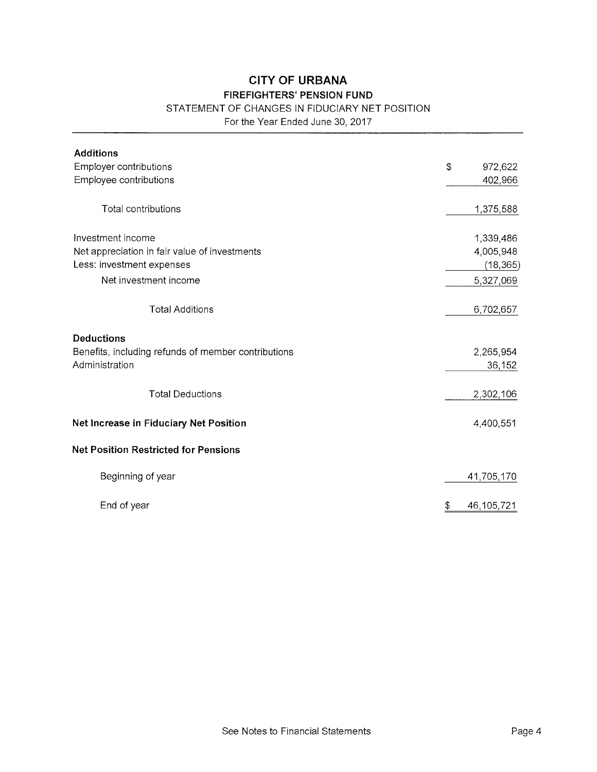# CITY OF URBANA

## FIREFIGHTERS' PENSION FUND

### STATEMENT OF CHANGES IN FIDUCIARY NET POSITION

For the Year Ended June 30, 2017

| | |
|---|---|
| **Additions** | |
| Employer contributions | $ 972,622 |
| Employee contributions | 402,966 |
| Total contributions | 1,375,588 |
| Investment income | 1,339,486 |
| Net appreciation in fair value of investments | 4,005,948 |
| Less: investment expenses | (18,365) |
| Net investment income | 5,327,069 |
| Total Additions | 6,702,657 |
| **Deductions** | |
| Benefits, including refunds of member contributions | 2,265,954 |
| Administration | 36,152 |
| Total Deductions | 2,302,106 |
| **Net Increase in Fiduciary Net Position** | 4,400,551 |
| **Net Position Restricted for Pensions** | |
| Beginning of year | 41,705,170 |
| End of year | $ 46,105,721 |

See Notes to Financial Statements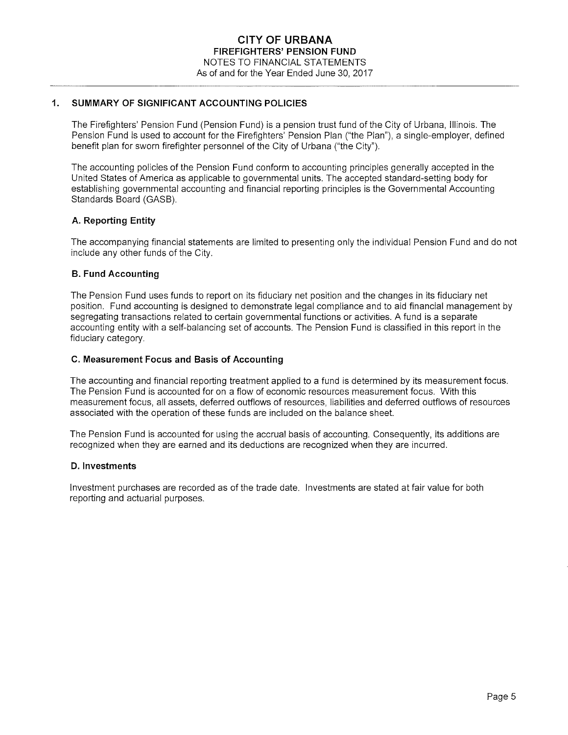# CITY OF URBANA
## FIREFIGHTERS' PENSION FUND
NOTES TO FINANCIAL STATEMENTS
As of and for the Year Ended June 30, 2017

## 1. SUMMARY OF SIGNIFICANT ACCOUNTING POLICIES

The Firefighters' Pension Fund (Pension Fund) is a pension trust fund of the City of Urbana, Illinois. The Pension Fund is used to account for the Firefighters' Pension Plan ("the Plan"), a single-employer, defined benefit plan for sworn firefighter personnel of the City of Urbana ("the City").

The accounting policies of the Pension Fund conform to accounting principles generally accepted in the United States of America as applicable to governmental units. The accepted standard-setting body for establishing governmental accounting and financial reporting principles is the Governmental Accounting Standards Board (GASB).

### A. Reporting Entity

The accompanying financial statements are limited to presenting only the individual Pension Fund and do not include any other funds of the City.

### B. Fund Accounting

The Pension Fund uses funds to report on its fiduciary net position and the changes in its fiduciary net position. Fund accounting is designed to demonstrate legal compliance and to aid financial management by segregating transactions related to certain governmental functions or activities. A fund is a separate accounting entity with a self-balancing set of accounts. The Pension Fund is classified in this report in the fiduciary category.

### C. Measurement Focus and Basis of Accounting

The accounting and financial reporting treatment applied to a fund is determined by its measurement focus. The Pension Fund is accounted for on a flow of economic resources measurement focus. With this measurement focus, all assets, deferred outflows of resources, liabilities and deferred outflows of resources associated with the operation of these funds are included on the balance sheet.

The Pension Fund is accounted for using the accrual basis of accounting. Consequently, its additions are recognized when they are earned and its deductions are recognized when they are incurred.

### D. Investments

Investment purchases are recorded as of the trade date. Investments are stated at fair value for both reporting and actuarial purposes.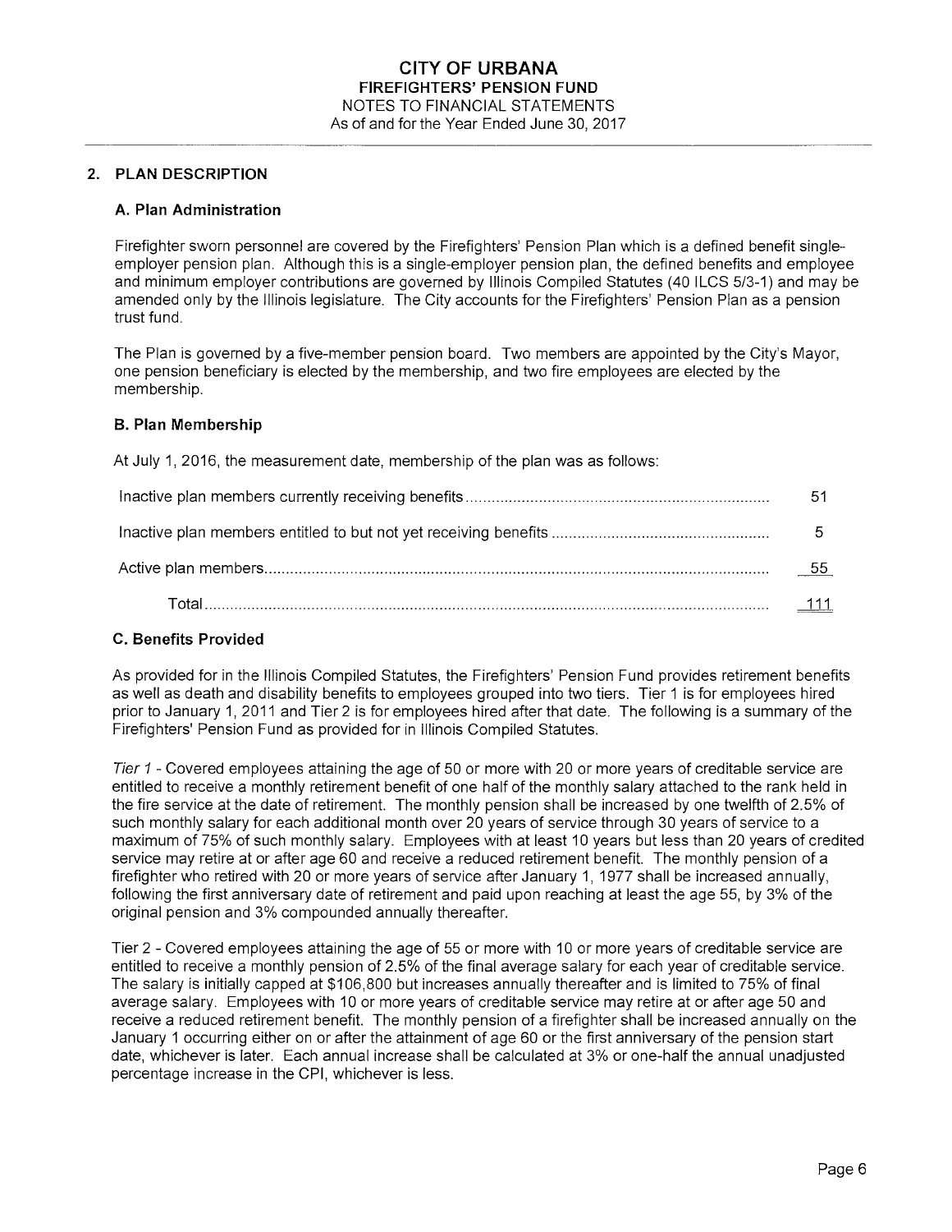# CITY OF URBANA
## FIREFIGHTERS' PENSION FUND
NOTES TO FINANCIAL STATEMENTS
As of and for the Year Ended June 30, 2017

## 2. PLAN DESCRIPTION

### A. Plan Administration

Firefighter sworn personnel are covered by the Firefighters' Pension Plan which is a defined benefit single-employer pension plan. Although this is a single-employer pension plan, the defined benefits and employee and minimum employer contributions are governed by Illinois Compiled Statutes (40 ILCS 5/3-1) and may be amended only by the Illinois legislature. The City accounts for the Firefighters' Pension Plan as a pension trust fund.

The Plan is governed by a five-member pension board. Two members are appointed by the City's Mayor, one pension beneficiary is elected by the membership, and two fire employees are elected by the membership.

### B. Plan Membership

At July 1, 2016, the measurement date, membership of the plan was as follows:

| | |
|---|---|
| Inactive plan members currently receiving benefits | 51 |
| Inactive plan members entitled to but not yet receiving benefits | 5 |
| Active plan members | 55 |
| Total | 111 |

### C. Benefits Provided

As provided for in the Illinois Compiled Statutes, the Firefighters' Pension Fund provides retirement benefits as well as death and disability benefits to employees grouped into two tiers. Tier 1 is for employees hired prior to January 1, 2011 and Tier 2 is for employees hired after that date. The following is a summary of the Firefighters' Pension Fund as provided for in Illinois Compiled Statutes.

*Tier 1* - Covered employees attaining the age of 50 or more with 20 or more years of creditable service are entitled to receive a monthly retirement benefit of one half of the monthly salary attached to the rank held in the fire service at the date of retirement. The monthly pension shall be increased by one twelfth of 2.5% of such monthly salary for each additional month over 20 years of service through 30 years of service to a maximum of 75% of such monthly salary. Employees with at least 10 years but less than 20 years of credited service may retire at or after age 60 and receive a reduced retirement benefit. The monthly pension of a firefighter who retired with 20 or more years of service after January 1, 1977 shall be increased annually, following the first anniversary date of retirement and paid upon reaching at least the age 55, by 3% of the original pension and 3% compounded annually thereafter.

Tier 2 - Covered employees attaining the age of 55 or more with 10 or more years of creditable service are entitled to receive a monthly pension of 2.5% of the final average salary for each year of creditable service. The salary is initially capped at $106,800 but increases annually thereafter and is limited to 75% of final average salary. Employees with 10 or more years of creditable service may retire at or after age 50 and receive a reduced retirement benefit. The monthly pension of a firefighter shall be increased annually on the January 1 occurring either on or after the attainment of age 60 or the first anniversary of the pension start date, whichever is later. Each annual increase shall be calculated at 3% or one-half the annual unadjusted percentage increase in the CPI, whichever is less.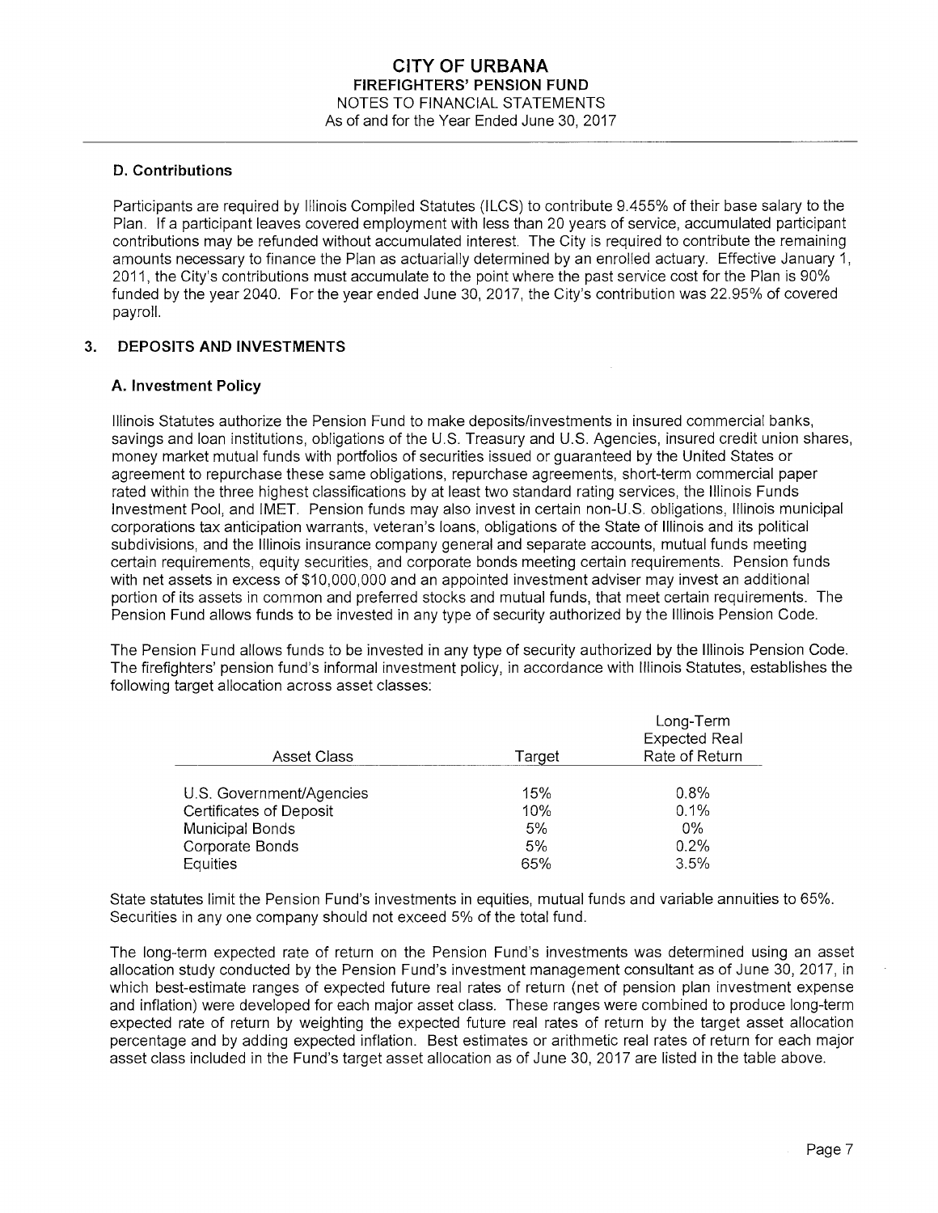### D. Contributions

Participants are required by Illinois Compiled Statutes (ILCS) to contribute 9.455% of their base salary to the Plan. If a participant leaves covered employment with less than 20 years of service, accumulated participant contributions may be refunded without accumulated interest. The City is required to contribute the remaining amounts necessary to finance the Plan as actuarially determined by an enrolled actuary. Effective January 1, 2011, the City's contributions must accumulate to the point where the past service cost for the Plan is 90% funded by the year 2040. For the year ended June 30, 2017, the City's contribution was 22.95% of covered payroll.

## 3. DEPOSITS AND INVESTMENTS

### A. Investment Policy

Illinois Statutes authorize the Pension Fund to make deposits/investments in insured commercial banks, savings and loan institutions, obligations of the U.S. Treasury and U.S. Agencies, insured credit union shares, money market mutual funds with portfolios of securities issued or guaranteed by the United States or agreement to repurchase these same obligations, repurchase agreements, short-term commercial paper rated within the three highest classifications by at least two standard rating services, the Illinois Funds Investment Pool, and IMET. Pension funds may also invest in certain non-U.S. obligations, Illinois municipal corporations tax anticipation warrants, veteran's loans, obligations of the State of Illinois and its political subdivisions, and the Illinois insurance company general and separate accounts, mutual funds meeting certain requirements, equity securities, and corporate bonds meeting certain requirements. Pension funds with net assets in excess of $10,000,000 and an appointed investment adviser may invest an additional portion of its assets in common and preferred stocks and mutual funds, that meet certain requirements. The Pension Fund allows funds to be invested in any type of security authorized by the Illinois Pension Code.

The Pension Fund allows funds to be invested in any type of security authorized by the Illinois Pension Code. The firefighters' pension fund's informal investment policy, in accordance with Illinois Statutes, establishes the following target allocation across asset classes:

| Asset Class | Target | Long-Term Expected Real Rate of Return |
|---|---|---|
| U.S. Government/Agencies | 15% | 0.8% |
| Certificates of Deposit | 10% | 0.1% |
| Municipal Bonds | 5% | 0% |
| Corporate Bonds | 5% | 0.2% |
| Equities | 65% | 3.5% |

State statutes limit the Pension Fund's investments in equities, mutual funds and variable annuities to 65%. Securities in any one company should not exceed 5% of the total fund.

The long-term expected rate of return on the Pension Fund's investments was determined using an asset allocation study conducted by the Pension Fund's investment management consultant as of June 30, 2017, in which best-estimate ranges of expected future real rates of return (net of pension plan investment expense and inflation) were developed for each major asset class. These ranges were combined to produce long-term expected rate of return by weighting the expected future real rates of return by the target asset allocation percentage and by adding expected inflation. Best estimates or arithmetic real rates of return for each major asset class included in the Fund's target asset allocation as of June 30, 2017 are listed in the table above.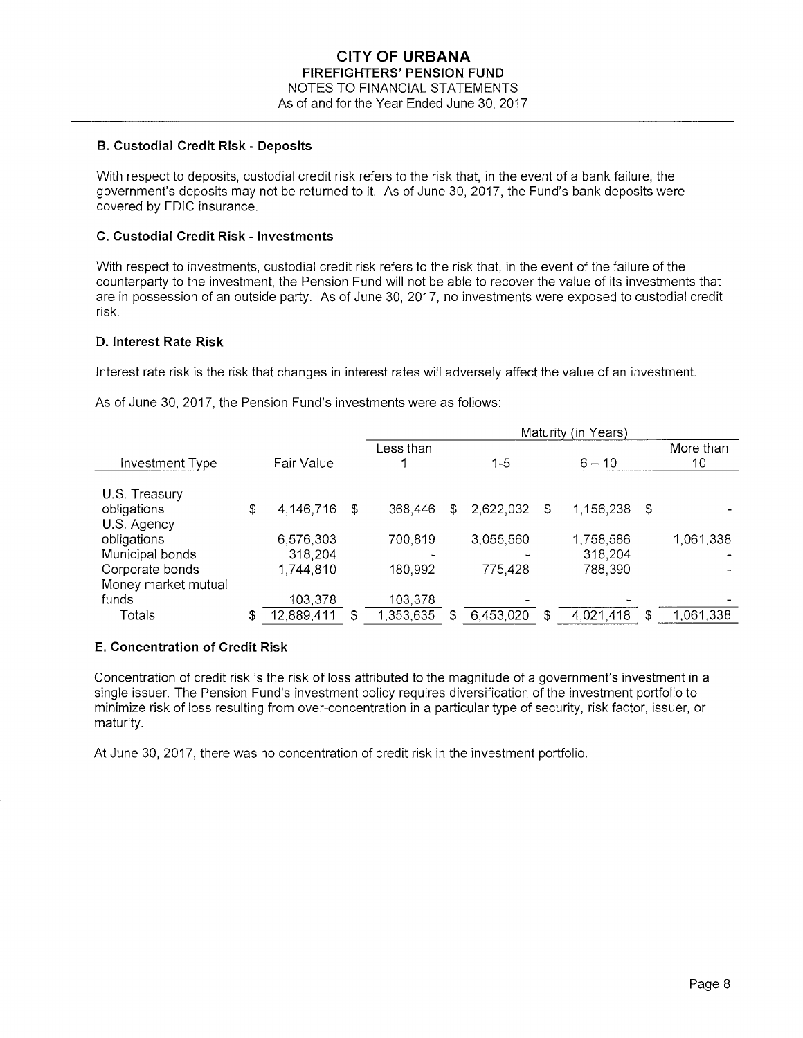### B. Custodial Credit Risk - Deposits

With respect to deposits, custodial credit risk refers to the risk that, in the event of a bank failure, the government's deposits may not be returned to it. As of June 30, 2017, the Fund's bank deposits were covered by FDIC insurance.

### C. Custodial Credit Risk - Investments

With respect to investments, custodial credit risk refers to the risk that, in the event of the failure of the counterparty to the investment, the Pension Fund will not be able to recover the value of its investments that are in possession of an outside party. As of June 30, 2017, no investments were exposed to custodial credit risk.

### D. Interest Rate Risk

Interest rate risk is the risk that changes in interest rates will adversely affect the value of an investment.

As of June 30, 2017, the Pension Fund's investments were as follows:

| | | Maturity (in Years) | | | |
|---|---|---|---|---|---|
| Investment Type | Fair Value | Less than 1 | 1-5 | 6 – 10 | More than 10 |
| U.S. Treasury obligations | $ 4,146,716 | $ 368,446 | $ 2,622,032 | $ 1,156,238 | $ - |
| U.S. Agency obligations | 6,576,303 | 700,819 | 3,055,560 | 1,758,586 | 1,061,338 |
| Municipal bonds | 318,204 | - | - | 318,204 | - |
| Corporate bonds | 1,744,810 | 180,992 | 775,428 | 788,390 | - |
| Money market mutual funds | 103,378 | 103,378 | - | - | - |
| Totals | $ 12,889,411 | $ 1,353,635 | $ 6,453,020 | $ 4,021,418 | $ 1,061,338 |

### E. Concentration of Credit Risk

Concentration of credit risk is the risk of loss attributed to the magnitude of a government's investment in a single issuer. The Pension Fund's investment policy requires diversification of the investment portfolio to minimize risk of loss resulting from over-concentration in a particular type of security, risk factor, issuer, or maturity.

At June 30, 2017, there was no concentration of credit risk in the investment portfolio.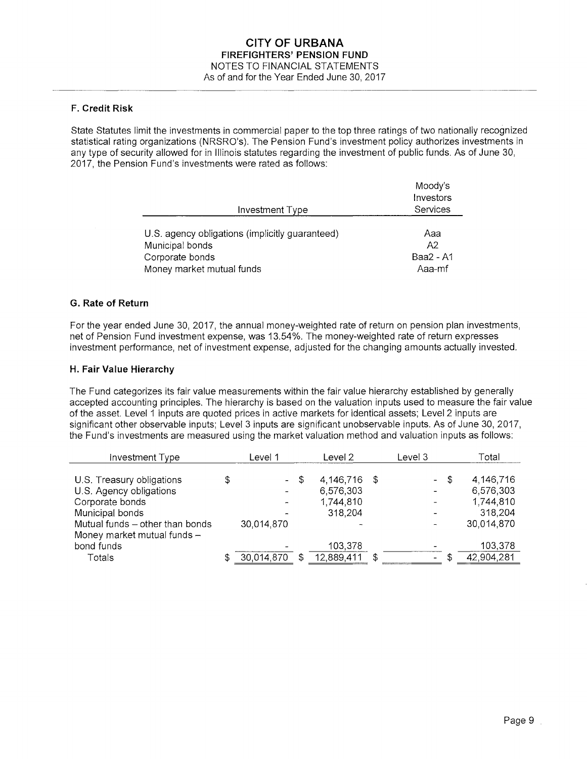# CITY OF URBANA
## FIREFIGHTERS' PENSION FUND
NOTES TO FINANCIAL STATEMENTS
As of and for the Year Ended June 30, 2017

### F. Credit Risk

State Statutes limit the investments in commercial paper to the top three ratings of two nationally recognized statistical rating organizations (NRSRO's). The Pension Fund's investment policy authorizes investments in any type of security allowed for in Illinois statutes regarding the investment of public funds. As of June 30, 2017, the Pension Fund's investments were rated as follows:

| Investment Type | Moody's Investors Services |
|---|---|
| U.S. agency obligations (implicitly guaranteed) | Aaa |
| Municipal bonds | A2 |
| Corporate bonds | Baa2 - A1 |
| Money market mutual funds | Aaa-mf |

### G. Rate of Return

For the year ended June 30, 2017, the annual money-weighted rate of return on pension plan investments, net of Pension Fund investment expense, was 13.54%. The money-weighted rate of return expresses investment performance, net of investment expense, adjusted for the changing amounts actually invested.

### H. Fair Value Hierarchy

The Fund categorizes its fair value measurements within the fair value hierarchy established by generally accepted accounting principles. The hierarchy is based on the valuation inputs used to measure the fair value of the asset. Level 1 inputs are quoted prices in active markets for identical assets; Level 2 inputs are significant other observable inputs; Level 3 inputs are significant unobservable inputs. As of June 30, 2017, the Fund's investments are measured using the market valuation method and valuation inputs as follows:

| Investment Type | Level 1 | Level 2 | Level 3 | Total |
|---|---|---|---|---|
| U.S. Treasury obligations | $ - | $ 4,146,716 | $ - | $ 4,146,716 |
| U.S. Agency obligations | - | 6,576,303 | - | 6,576,303 |
| Corporate bonds | - | 1,744,810 | - | 1,744,810 |
| Municipal bonds | - | 318,204 | - | 318,204 |
| Mutual funds – other than bonds | 30,014,870 | - | - | 30,014,870 |
| Money market mutual funds – bond funds | - | 103,378 | - | 103,378 |
| Totals | $ 30,014,870 | $ 12,889,411 | $ - | $ 42,904,281 |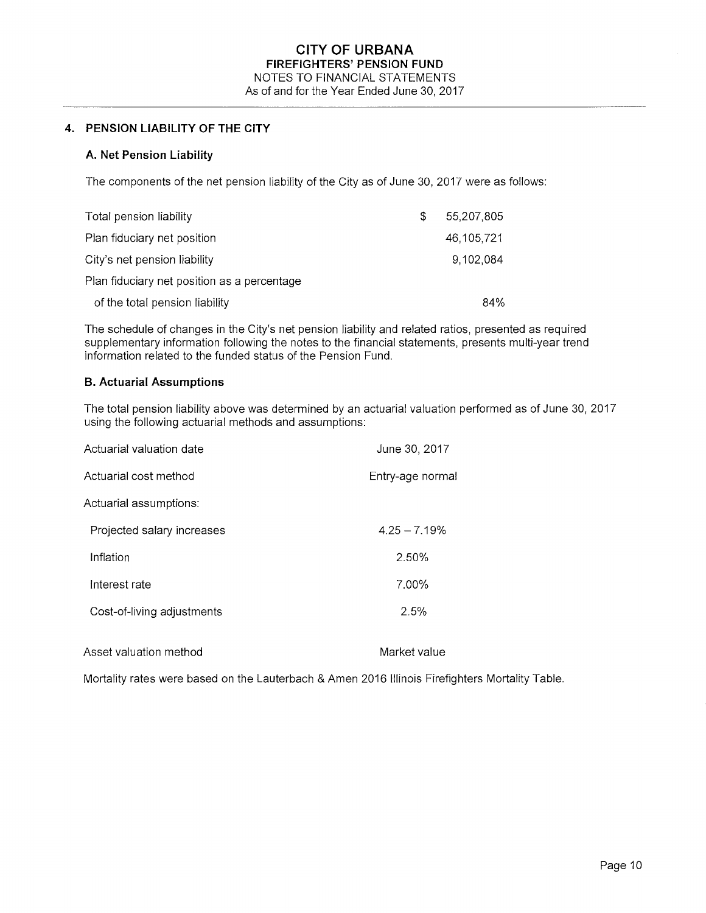## 4. PENSION LIABILITY OF THE CITY

### A. Net Pension Liability

The components of the net pension liability of the City as of June 30, 2017 were as follows:

| | |
|---|---|
| Total pension liability | $ 55,207,805 |
| Plan fiduciary net position | 46,105,721 |
| City's net pension liability | 9,102,084 |
| Plan fiduciary net position as a percentage of the total pension liability | 84% |

The schedule of changes in the City's net pension liability and related ratios, presented as required supplementary information following the notes to the financial statements, presents multi-year trend information related to the funded status of the Pension Fund.

### B. Actuarial Assumptions

The total pension liability above was determined by an actuarial valuation performed as of June 30, 2017 using the following actuarial methods and assumptions:

| | |
|---|---|
| Actuarial valuation date | June 30, 2017 |
| Actuarial cost method | Entry-age normal |
| Actuarial assumptions: | |
| Projected salary increases | 4.25 – 7.19% |
| Inflation | 2.50% |
| Interest rate | 7.00% |
| Cost-of-living adjustments | 2.5% |
| Asset valuation method | Market value |

Mortality rates were based on the Lauterbach & Amen 2016 Illinois Firefighters Mortality Table.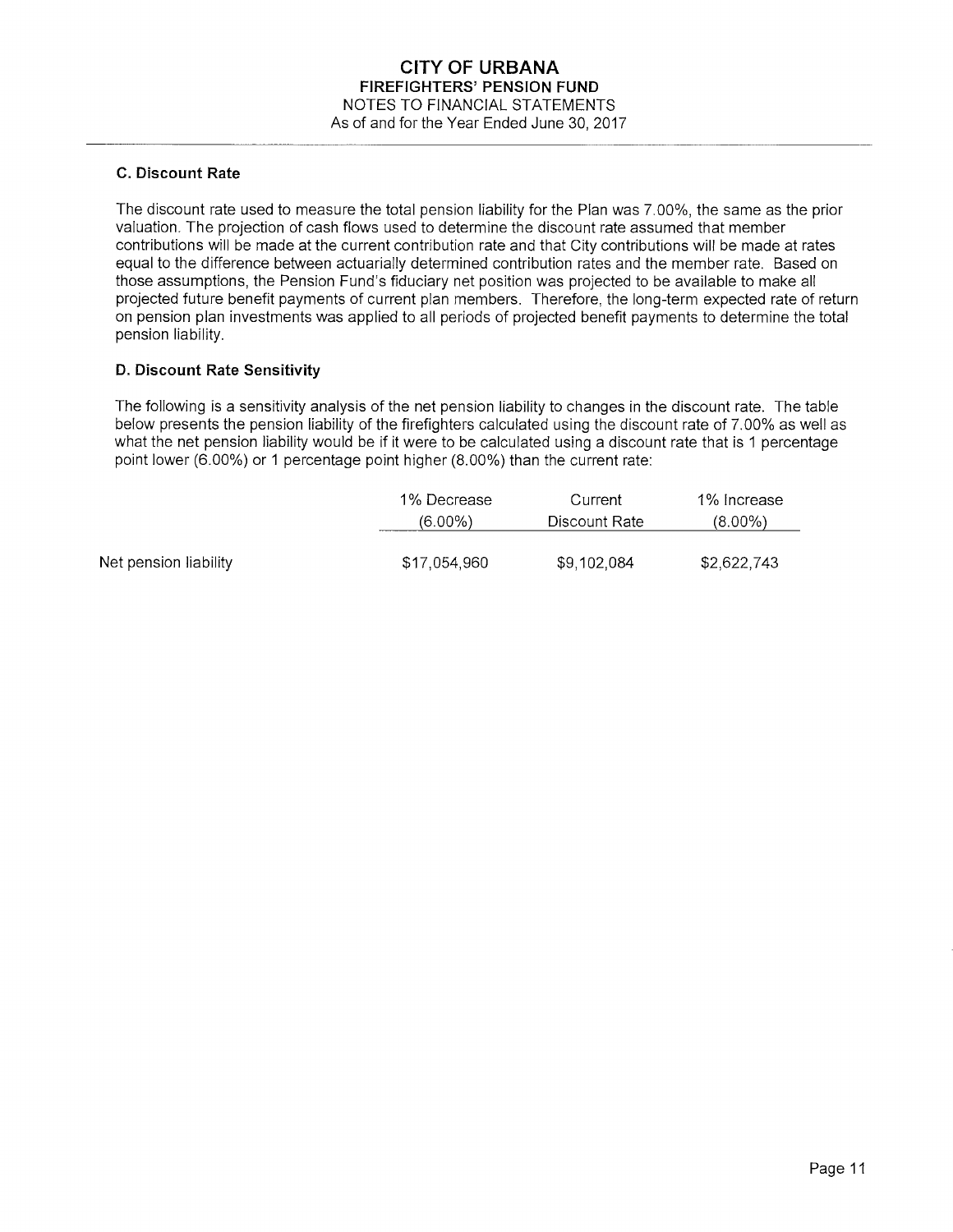### C. Discount Rate

The discount rate used to measure the total pension liability for the Plan was 7.00%, the same as the prior valuation. The projection of cash flows used to determine the discount rate assumed that member contributions will be made at the current contribution rate and that City contributions will be made at rates equal to the difference between actuarially determined contribution rates and the member rate. Based on those assumptions, the Pension Fund's fiduciary net position was projected to be available to make all projected future benefit payments of current plan members. Therefore, the long-term expected rate of return on pension plan investments was applied to all periods of projected benefit payments to determine the total pension liability.

### D. Discount Rate Sensitivity

The following is a sensitivity analysis of the net pension liability to changes in the discount rate. The table below presents the pension liability of the firefighters calculated using the discount rate of 7.00% as well as what the net pension liability would be if it were to be calculated using a discount rate that is 1 percentage point lower (6.00%) or 1 percentage point higher (8.00%) than the current rate:

| | 1% Decrease (6.00%) | Current Discount Rate | 1% Increase (8.00%) |
|---|---|---|---|
| Net pension liability | $17,054,960 | $9,102,084 | $2,622,743 |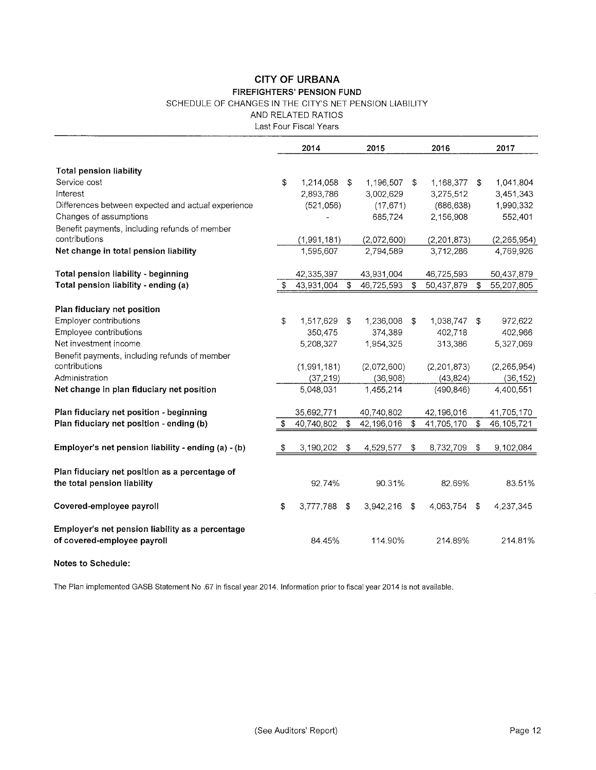# CITY OF URBANA

## FIREFIGHTERS' PENSION FUND

SCHEDULE OF CHANGES IN THE CITY'S NET PENSION LIABILITY
AND RELATED RATIOS
Last Four Fiscal Years

| | 2014 | 2015 | 2016 | 2017 |
|---|---|---|---|---|
| **Total pension liability** | | | | |
| Service cost | $ 1,214,058 | $ 1,196,507 | $ 1,168,377 | $ 1,041,804 |
| Interest | 2,893,786 | 3,002,629 | 3,275,512 | 3,451,343 |
| Differences between expected and actual experience | (521,056) | (17,671) | (686,638) | 1,990,332 |
| Changes of assumptions | - | 685,724 | 2,156,908 | 552,401 |
| Benefit payments, including refunds of member contributions | (1,991,181) | (2,072,600) | (2,201,873) | (2,265,954) |
| **Net change in total pension liability** | 1,595,607 | 2,794,589 | 3,712,286 | 4,769,926 |
| **Total pension liability - beginning** | 42,335,397 | 43,931,004 | 46,725,593 | 50,437,879 |
| **Total pension liability - ending (a)** | $ 43,931,004 | $ 46,725,593 | $ 50,437,879 | $ 55,207,805 |
| **Plan fiduciary net position** | | | | |
| Employer contributions | $ 1,517,629 | $ 1,236,008 | $ 1,038,747 | $ 972,622 |
| Employee contributions | 350,475 | 374,389 | 402,718 | 402,966 |
| Net investment income | 5,208,327 | 1,954,325 | 313,386 | 5,327,069 |
| Benefit payments, including refunds of member contributions | (1,991,181) | (2,072,600) | (2,201,873) | (2,265,954) |
| Administration | (37,219) | (36,908) | (43,824) | (36,152) |
| **Net change in plan fiduciary net position** | 5,048,031 | 1,455,214 | (490,846) | 4,400,551 |
| **Plan fiduciary net position - beginning** | 35,692,771 | 40,740,802 | 42,196,016 | 41,705,170 |
| **Plan fiduciary net position - ending (b)** | $ 40,740,802 | $ 42,196,016 | $ 41,705,170 | $ 46,105,721 |
| **Employer's net pension liability - ending (a) - (b)** | $ 3,190,202 | $ 4,529,577 | $ 8,732,709 | $ 9,102,084 |
| **Plan fiduciary net position as a percentage of the total pension liability** | 92.74% | 90.31% | 82.69% | 83.51% |
| **Covered-employee payroll** | $ 3,777,788 | $ 3,942,216 | $ 4,063,754 | $ 4,237,345 |
| **Employer's net pension liability as a percentage of covered-employee payroll** | 84.45% | 114.90% | 214.89% | 214.81% |

**Notes to Schedule:**

The Plan implemented GASB Statement No .67 in fiscal year 2014. Information prior to fiscal year 2014 is not available.

(See Auditors' Report)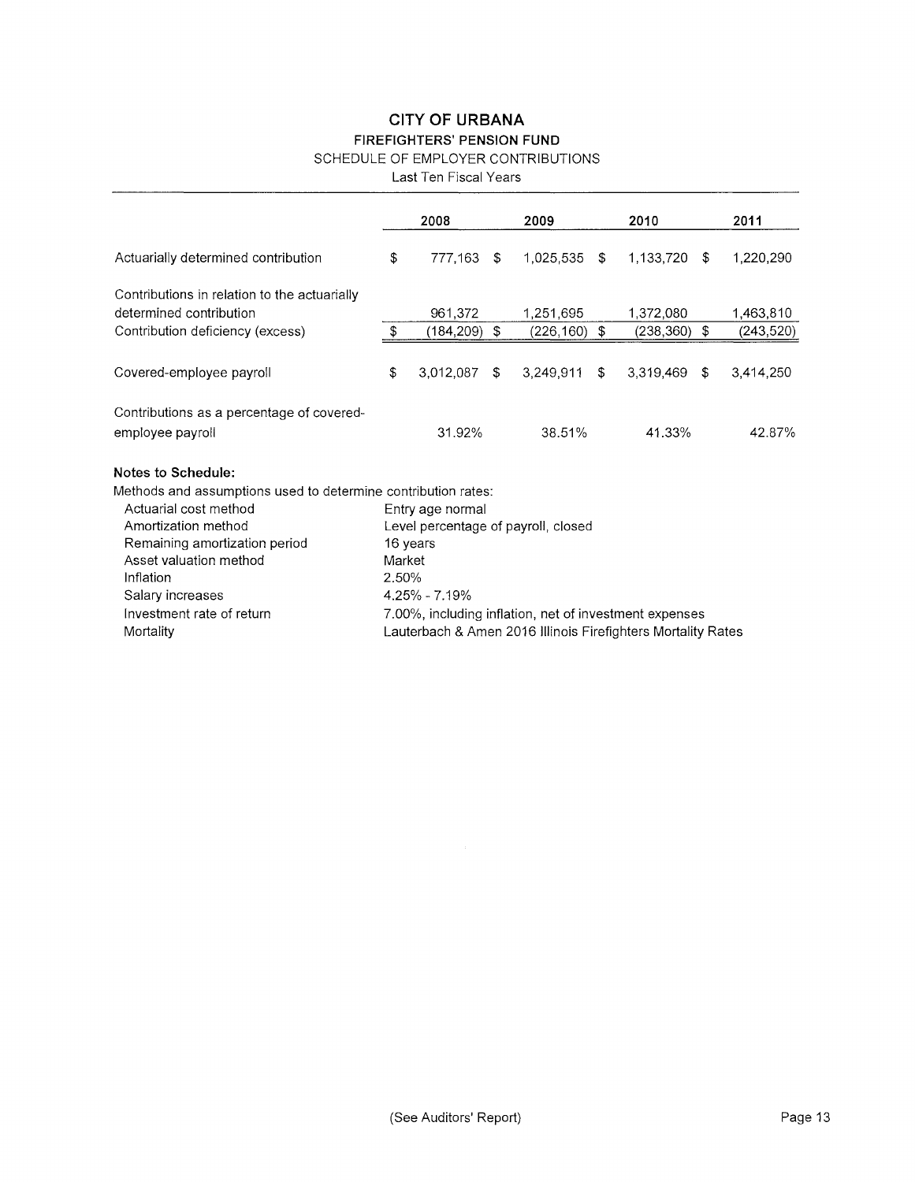# CITY OF URBANA

## FIREFIGHTERS' PENSION FUND

### SCHEDULE OF EMPLOYER CONTRIBUTIONS

Last Ten Fiscal Years

| | 2008 | 2009 | 2010 | 2011 |
|---|---|---|---|---|
| Actuarially determined contribution | $ 777,163 | $ 1,025,535 | $ 1,133,720 | $ 1,220,290 |
| Contributions in relation to the actuarially determined contribution | 961,372 | 1,251,695 | 1,372,080 | 1,463,810 |
| Contribution deficiency (excess) | $ (184,209) | $ (226,160) | $ (238,360) | $ (243,520) |
| Covered-employee payroll | $ 3,012,087 | $ 3,249,911 | $ 3,319,469 | $ 3,414,250 |
| Contributions as a percentage of covered-employee payroll | 31.92% | 38.51% | 41.33% | 42.87% |

**Notes to Schedule:**

Methods and assumptions used to determine contribution rates:

| | |
|---|---|
| Actuarial cost method | Entry age normal |
| Amortization method | Level percentage of payroll, closed |
| Remaining amortization period | 16 years |
| Asset valuation method | Market |
| Inflation | 2.50% |
| Salary increases | 4.25% - 7.19% |
| Investment rate of return | 7.00%, including inflation, net of investment expenses |
| Mortality | Lauterbach & Amen 2016 Illinois Firefighters Mortality Rates |

(See Auditors' Report)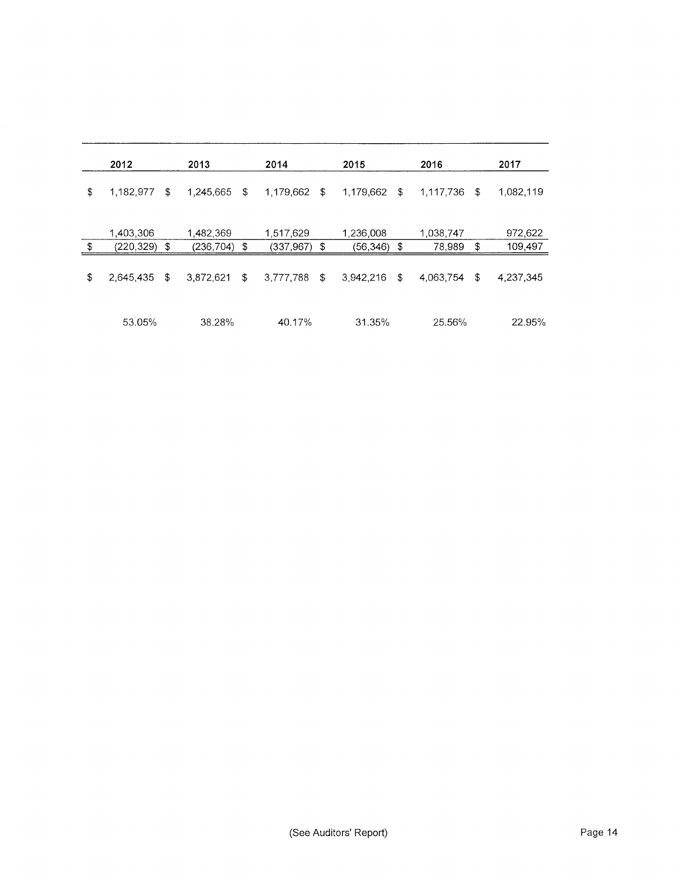| 2012 | 2013 | 2014 | 2015 | 2016 | 2017 |
|---|---|---|---|---|---|
| $ 1,182,977 | $ 1,245,665 | $ 1,179,662 | $ 1,179,662 | $ 1,117,736 | $ 1,082,119 |
| 1,403,306 | 1,482,369 | 1,517,629 | 1,236,008 | 1,038,747 | 972,622 |
| $ (220,329) | $ (236,704) | $ (337,967) | $ (56,346) | $ 78,989 | $ 109,497 |
| $ 2,645,435 | $ 3,872,621 | $ 3,777,788 | $ 3,942,216 | $ 4,063,754 | $ 4,237,345 |
| 53.05% | 38.28% | 40.17% | 31.35% | 25.56% | 22.95% |

(See Auditors' Report)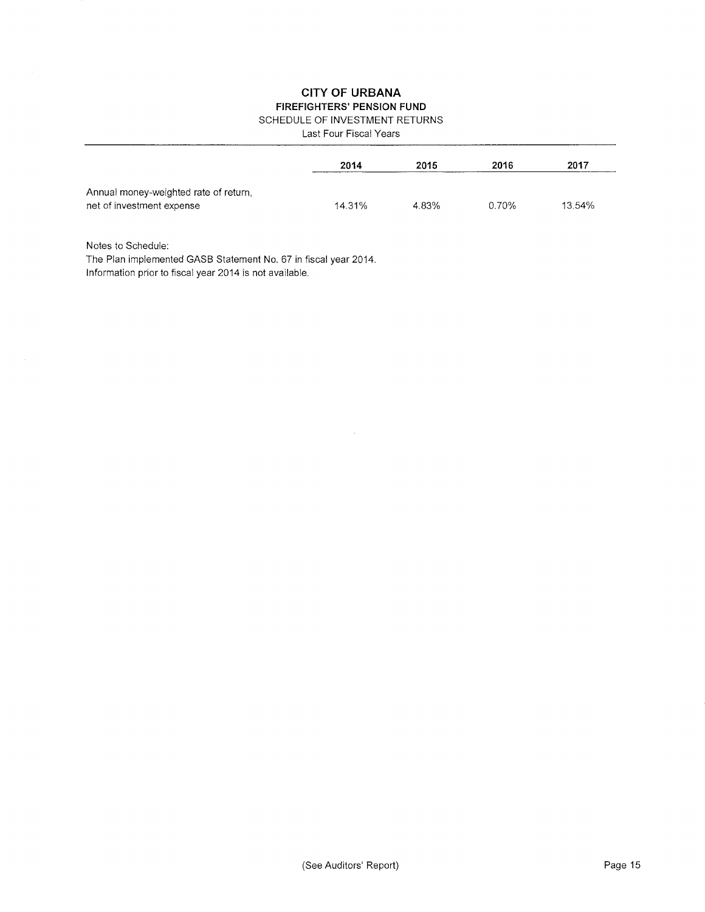# CITY OF URBANA

## FIREFIGHTERS' PENSION FUND

SCHEDULE OF INVESTMENT RETURNS

Last Four Fiscal Years

| | 2014 | 2015 | 2016 | 2017 |
|---|---|---|---|---|
| Annual money-weighted rate of return, net of investment expense | 14.31% | 4.83% | 0.70% | 13.54% |

Notes to Schedule:

The Plan implemented GASB Statement No. 67 in fiscal year 2014.
Information prior to fiscal year 2014 is not available.

(See Auditors' Report)